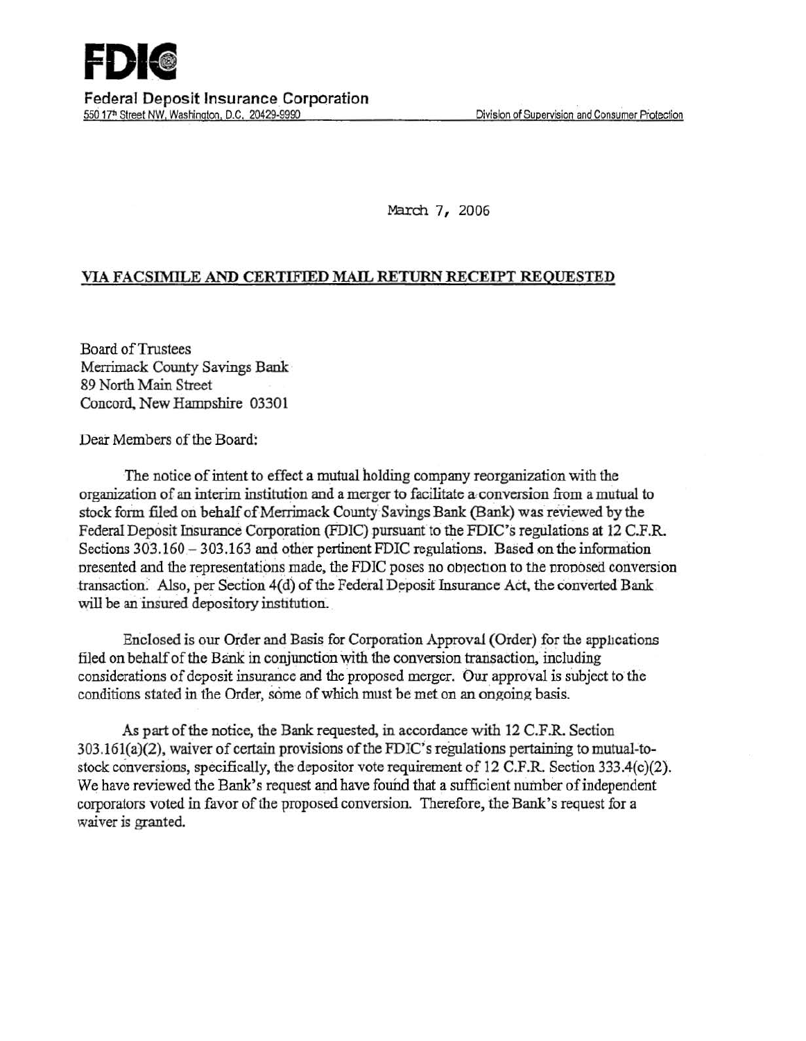# FDIC

**Federal Deposit Insurance Corporation**
550 17th Street NW, Washington, D.C. 20429-9990 Division of Supervision and Consumer Protection

March 7, 2006

**VIA FACSIMILE AND CERTIFIED MAIL RETURN RECEIPT REQUESTED**

Board of Trustees
Merrimack County Savings Bank
89 North Main Street
Concord, New Hampshire 03301

Dear Members of the Board:

The notice of intent to effect a mutual holding company reorganization with the organization of an interim institution and a merger to facilitate a conversion from a mutual to stock form filed on behalf of Merrimack County Savings Bank (Bank) was reviewed by the Federal Deposit Insurance Corporation (FDIC) pursuant to the FDIC's regulations at 12 C.F.R. Sections 303.160 – 303.163 and other pertinent FDIC regulations. Based on the information presented and the representations made, the FDIC poses no objection to the proposed conversion transaction. Also, per Section 4(d) of the Federal Deposit Insurance Act, the converted Bank will be an insured depository institution.

Enclosed is our Order and Basis for Corporation Approval (Order) for the applications filed on behalf of the Bank in conjunction with the conversion transaction, including considerations of deposit insurance and the proposed merger. Our approval is subject to the conditions stated in the Order, some of which must be met on an ongoing basis.

As part of the notice, the Bank requested, in accordance with 12 C.F.R. Section 303.161(a)(2), waiver of certain provisions of the FDIC's regulations pertaining to mutual-to-stock conversions, specifically, the depositor vote requirement of 12 C.F.R. Section 333.4(c)(2). We have reviewed the Bank's request and have found that a sufficient number of independent corporators voted in favor of the proposed conversion. Therefore, the Bank's request for a waiver is granted.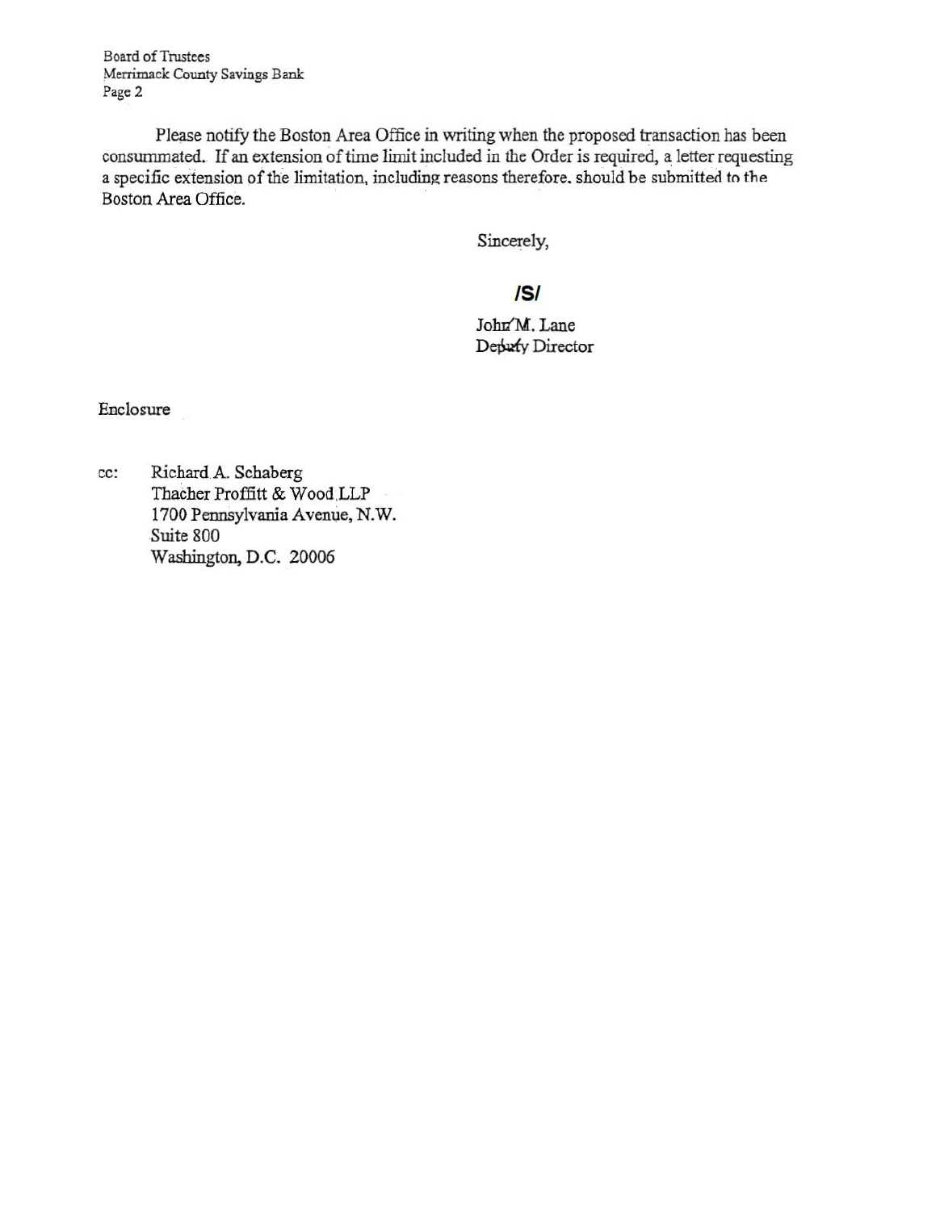Please notify the Boston Area Office in writing when the proposed transaction has been consummated. If an extension of time limit included in the Order is required, a letter requesting a specific extension of the limitation, including reasons therefore, should be submitted to the Boston Area Office.

Sincerely,

/S/

John M. Lane
Deputy Director

Enclosure

cc: Richard A. Schaberg
Thacher Proffitt & Wood LLP
1700 Pennsylvania Avenue, N.W.
Suite 800
Washington, D.C. 20006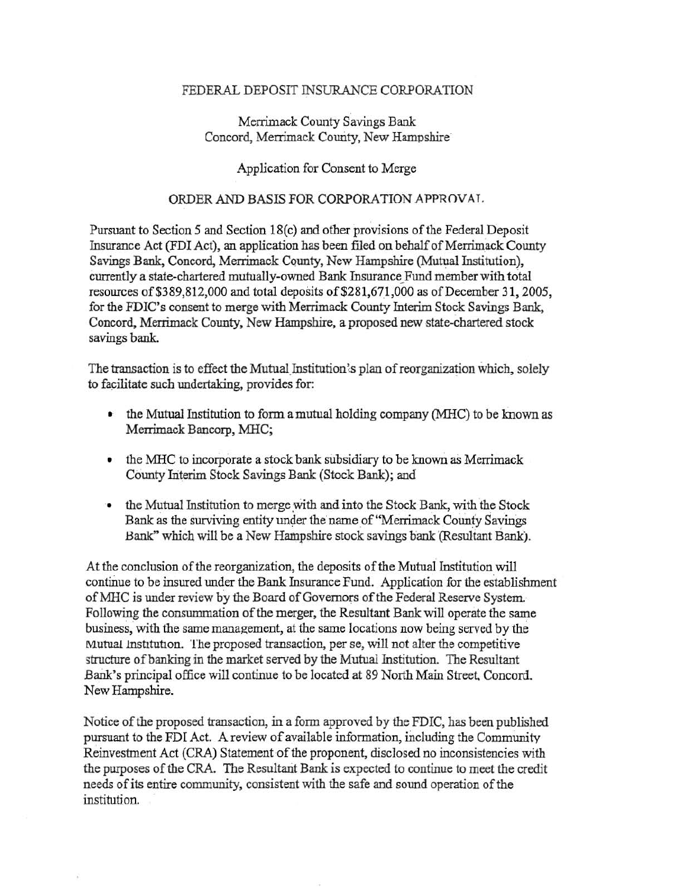FEDERAL DEPOSIT INSURANCE CORPORATION

Merrimack County Savings Bank
Concord, Merrimack County, New Hampshire

Application for Consent to Merge

ORDER AND BASIS FOR CORPORATION APPROVAL

Pursuant to Section 5 and Section 18(c) and other provisions of the Federal Deposit Insurance Act (FDI Act), an application has been filed on behalf of Merrimack County Savings Bank, Concord, Merrimack County, New Hampshire (Mutual Institution), currently a state-chartered mutually-owned Bank Insurance Fund member with total resources of $389,812,000 and total deposits of $281,671,000 as of December 31, 2005, for the FDIC's consent to merge with Merrimack County Interim Stock Savings Bank, Concord, Merrimack County, New Hampshire, a proposed new state-chartered stock savings bank.

The transaction is to effect the Mutual Institution's plan of reorganization which, solely to facilitate such undertaking, provides for:

- the Mutual Institution to form a mutual holding company (MHC) to be known as Merrimack Bancorp, MHC;
- the MHC to incorporate a stock bank subsidiary to be known as Merrimack County Interim Stock Savings Bank (Stock Bank); and
- the Mutual Institution to merge with and into the Stock Bank, with the Stock Bank as the surviving entity under the name of "Merrimack County Savings Bank" which will be a New Hampshire stock savings bank (Resultant Bank).

At the conclusion of the reorganization, the deposits of the Mutual Institution will continue to be insured under the Bank Insurance Fund. Application for the establishment of MHC is under review by the Board of Governors of the Federal Reserve System. Following the consummation of the merger, the Resultant Bank will operate the same business, with the same management, at the same locations now being served by the Mutual Institution. The proposed transaction, per se, will not alter the competitive structure of banking in the market served by the Mutual Institution. The Resultant Bank's principal office will continue to be located at 89 North Main Street, Concord, New Hampshire.

Notice of the proposed transaction, in a form approved by the FDIC, has been published pursuant to the FDI Act. A review of available information, including the Community Reinvestment Act (CRA) Statement of the proponent, disclosed no inconsistencies with the purposes of the CRA. The Resultant Bank is expected to continue to meet the credit needs of its entire community, consistent with the safe and sound operation of the institution.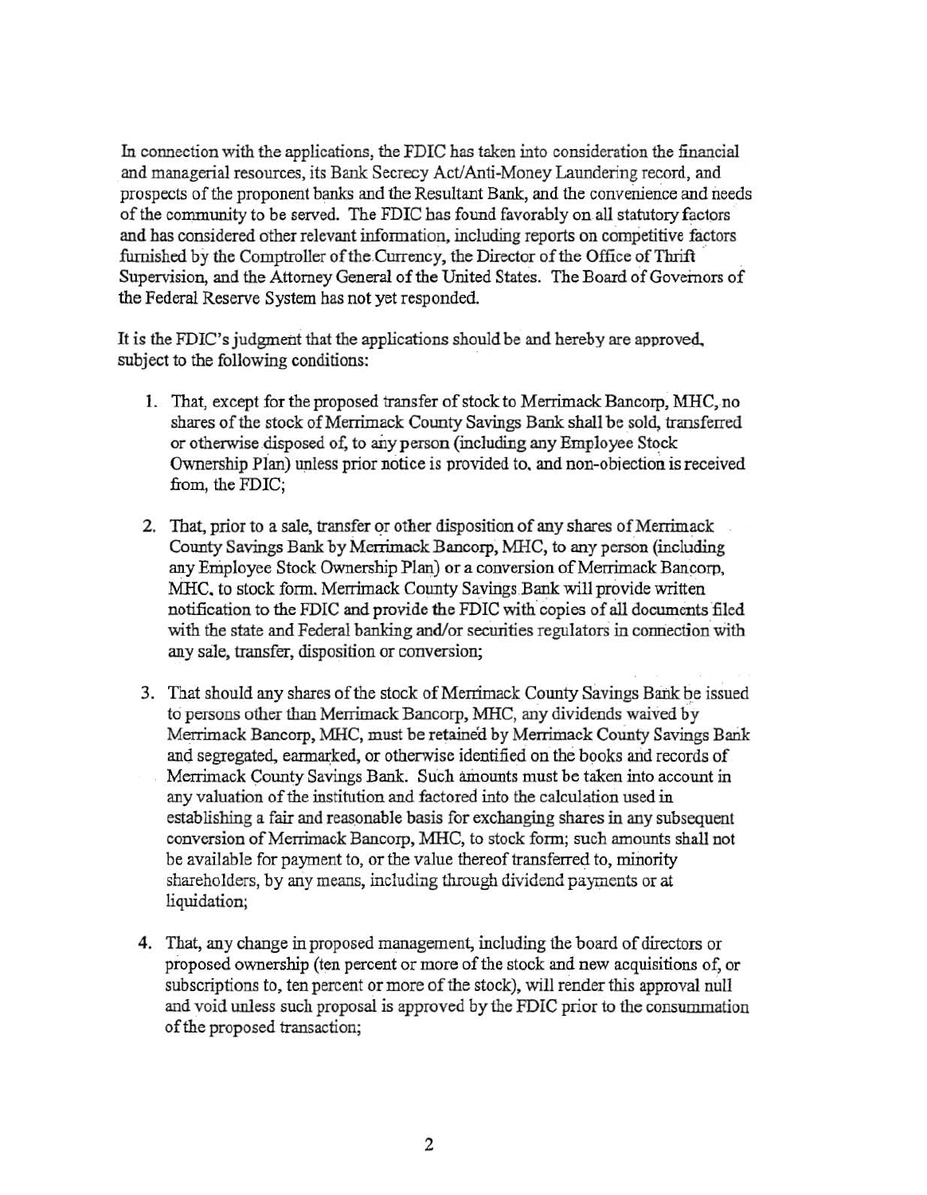In connection with the applications, the FDIC has taken into consideration the financial and managerial resources, its Bank Secrecy Act/Anti-Money Laundering record, and prospects of the proponent banks and the Resultant Bank, and the convenience and needs of the community to be served. The FDIC has found favorably on all statutory factors and has considered other relevant information, including reports on competitive factors furnished by the Comptroller of the Currency, the Director of the Office of Thrift Supervision, and the Attorney General of the United States. The Board of Governors of the Federal Reserve System has not yet responded.

It is the FDIC's judgment that the applications should be and hereby are approved, subject to the following conditions:

1. That, except for the proposed transfer of stock to Merrimack Bancorp, MHC, no shares of the stock of Merrimack County Savings Bank shall be sold, transferred or otherwise disposed of, to any person (including any Employee Stock Ownership Plan) unless prior notice is provided to, and non-objection is received from, the FDIC;

2. That, prior to a sale, transfer or other disposition of any shares of Merrimack County Savings Bank by Merrimack Bancorp, MHC, to any person (including any Employee Stock Ownership Plan) or a conversion of Merrimack Bancorp, MHC, to stock form, Merrimack County Savings Bank will provide written notification to the FDIC and provide the FDIC with copies of all documents filed with the state and Federal banking and/or securities regulators in connection with any sale, transfer, disposition or conversion;

3. That should any shares of the stock of Merrimack County Savings Bank be issued to persons other than Merrimack Bancorp, MHC, any dividends waived by Merrimack Bancorp, MHC, must be retained by Merrimack County Savings Bank and segregated, earmarked, or otherwise identified on the books and records of Merrimack County Savings Bank. Such amounts must be taken into account in any valuation of the institution and factored into the calculation used in establishing a fair and reasonable basis for exchanging shares in any subsequent conversion of Merrimack Bancorp, MHC, to stock form; such amounts shall not be available for payment to, or the value thereof transferred to, minority shareholders, by any means, including through dividend payments or at liquidation;

4. That, any change in proposed management, including the board of directors or proposed ownership (ten percent or more of the stock and new acquisitions of, or subscriptions to, ten percent or more of the stock), will render this approval null and void unless such proposal is approved by the FDIC prior to the consummation of the proposed transaction;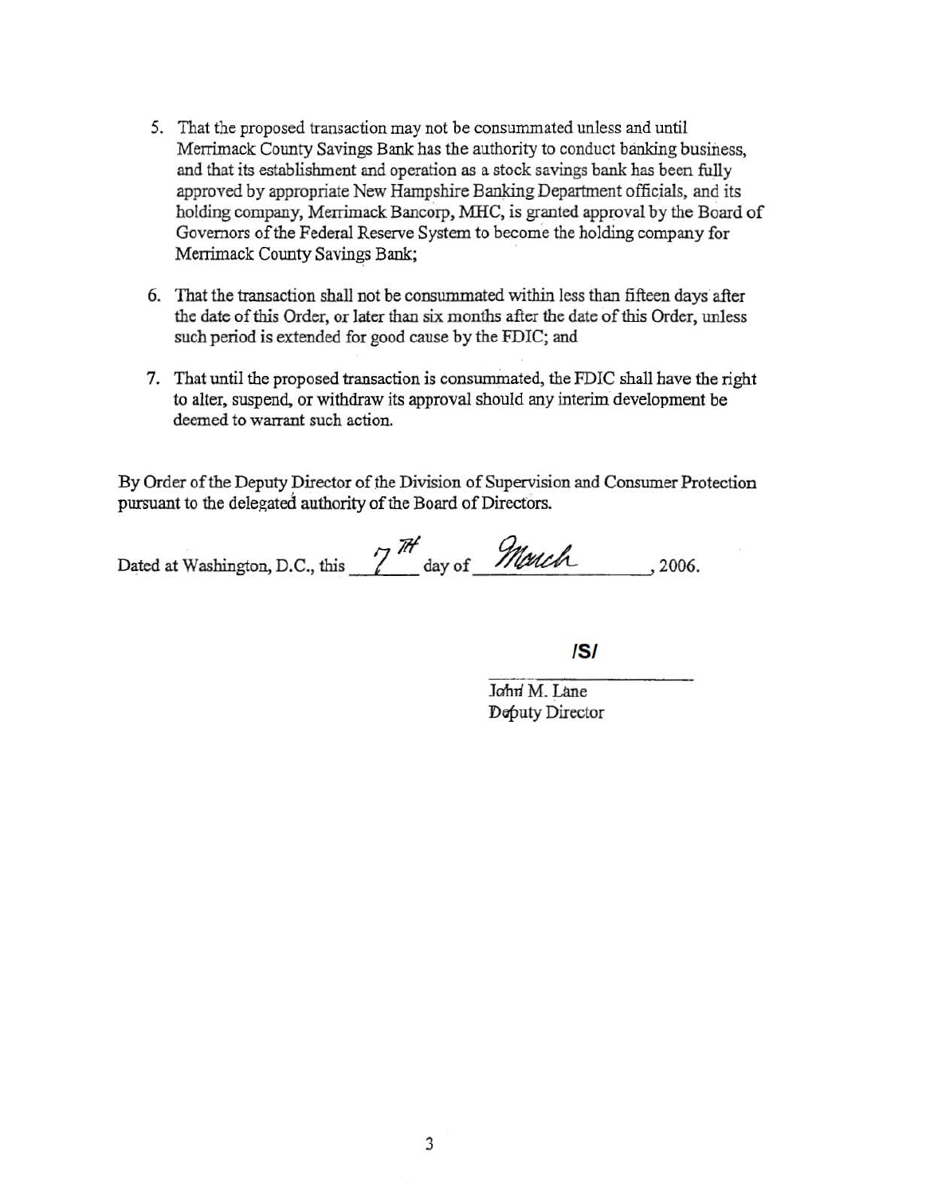5. That the proposed transaction may not be consummated unless and until Merrimack County Savings Bank has the authority to conduct banking business, and that its establishment and operation as a stock savings bank has been fully approved by appropriate New Hampshire Banking Department officials, and its holding company, Merrimack Bancorp, MHC, is granted approval by the Board of Governors of the Federal Reserve System to become the holding company for Merrimack County Savings Bank;

6. That the transaction shall not be consummated within less than fifteen days after the date of this Order, or later than six months after the date of this Order, unless such period is extended for good cause by the FDIC; and

7. That until the proposed transaction is consummated, the FDIC shall have the right to alter, suspend, or withdraw its approval should any interim development be deemed to warrant such action.

By Order of the Deputy Director of the Division of Supervision and Consumer Protection pursuant to the delegated authority of the Board of Directors.

Dated at Washington, D.C., this 7TH day of March, 2006.

/S/

John M. Lane
Deputy Director